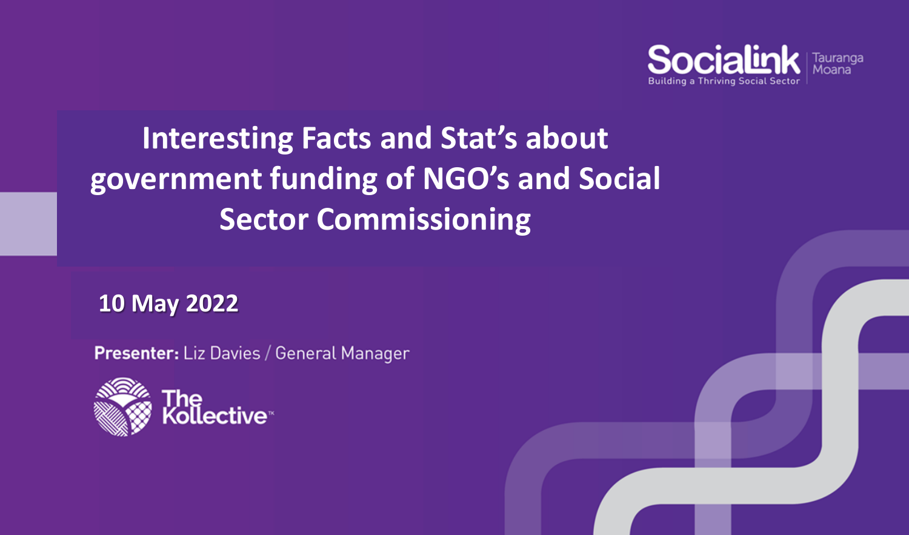Socialink Tauranga Moana
Building a Thriving Social Sector

# Interesting Facts and Stat's about government funding of NGO's and Social Sector Commissioning

**10 May 2022**

**Presenter:** Liz Davies / General Manager

The Kollective™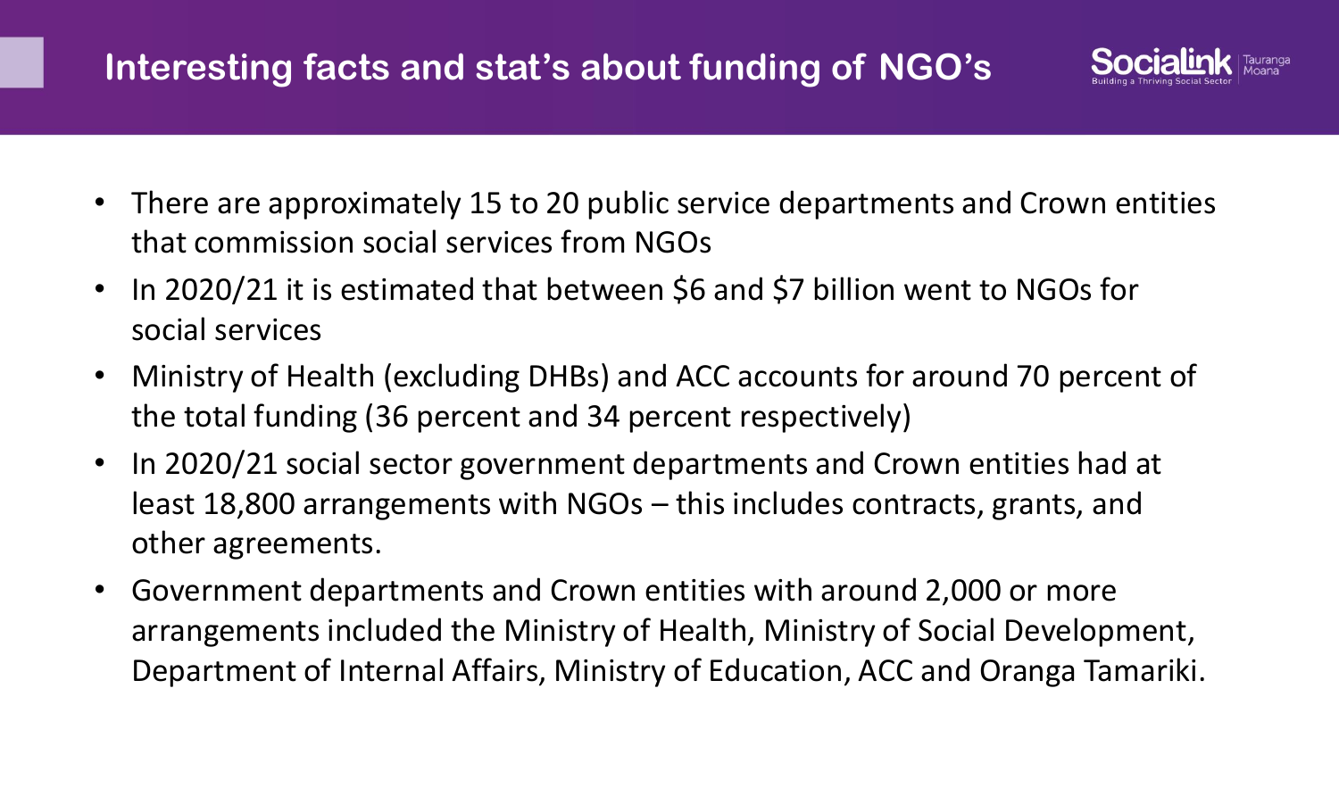## Interesting facts and stat's about funding of NGO's

- There are approximately 15 to 20 public service departments and Crown entities that commission social services from NGOs
- In 2020/21 it is estimated that between $6 and $7 billion went to NGOs for social services
- Ministry of Health (excluding DHBs) and ACC accounts for around 70 percent of the total funding (36 percent and 34 percent respectively)
- In 2020/21 social sector government departments and Crown entities had at least 18,800 arrangements with NGOs – this includes contracts, grants, and other agreements.
- Government departments and Crown entities with around 2,000 or more arrangements included the Ministry of Health, Ministry of Social Development, Department of Internal Affairs, Ministry of Education, ACC and Oranga Tamariki.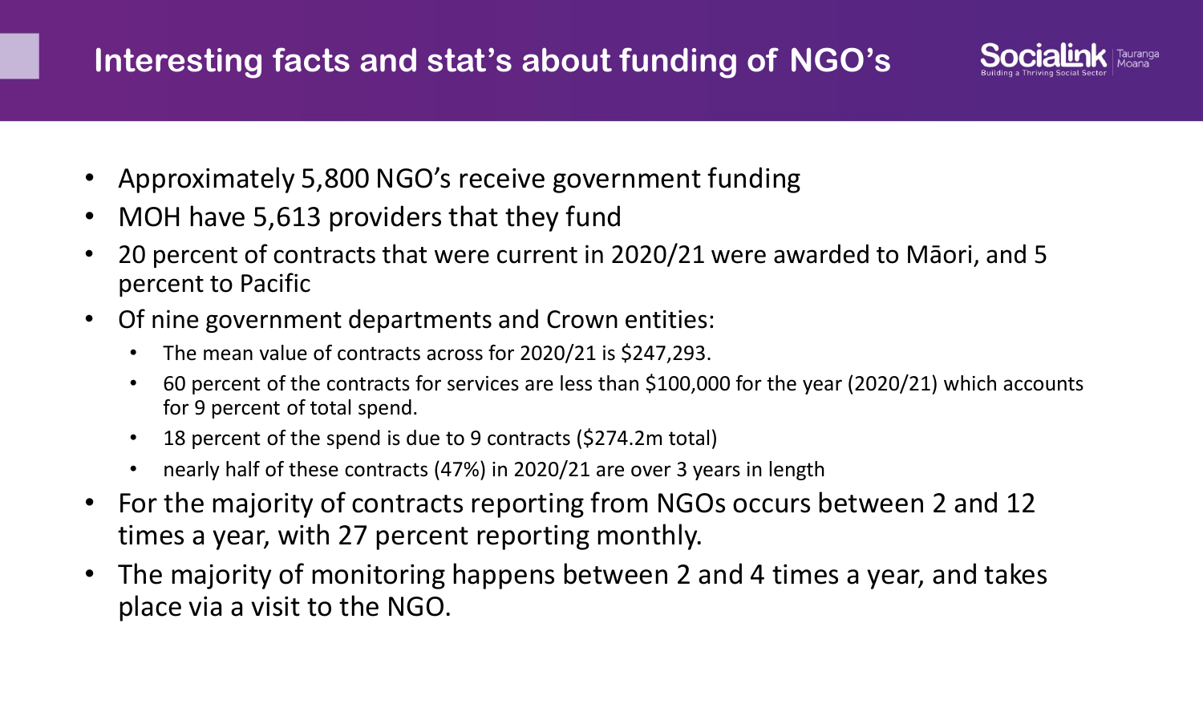## Interesting facts and stat's about funding of NGO's

- Approximately 5,800 NGO's receive government funding
- MOH have 5,613 providers that they fund
- 20 percent of contracts that were current in 2020/21 were awarded to Māori, and 5 percent to Pacific
- Of nine government departments and Crown entities:
  - The mean value of contracts across for 2020/21 is $247,293.
  - 60 percent of the contracts for services are less than $100,000 for the year (2020/21) which accounts for 9 percent of total spend.
  - 18 percent of the spend is due to 9 contracts ($274.2m total)
  - nearly half of these contracts (47%) in 2020/21 are over 3 years in length
- For the majority of contracts reporting from NGOs occurs between 2 and 12 times a year, with 27 percent reporting monthly.
- The majority of monitoring happens between 2 and 4 times a year, and takes place via a visit to the NGO.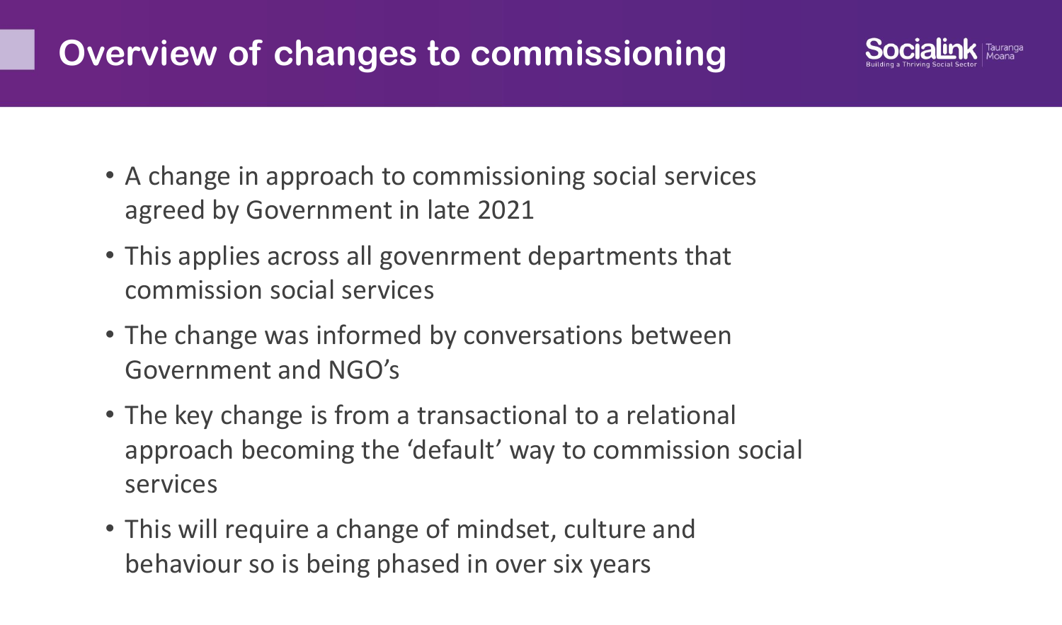# Overview of changes to commissioning

- A change in approach to commissioning social services agreed by Government in late 2021
- This applies across all govenrment departments that commission social services
- The change was informed by conversations between Government and NGO's
- The key change is from a transactional to a relational approach becoming the 'default' way to commission social services
- This will require a change of mindset, culture and behaviour so is being phased in over six years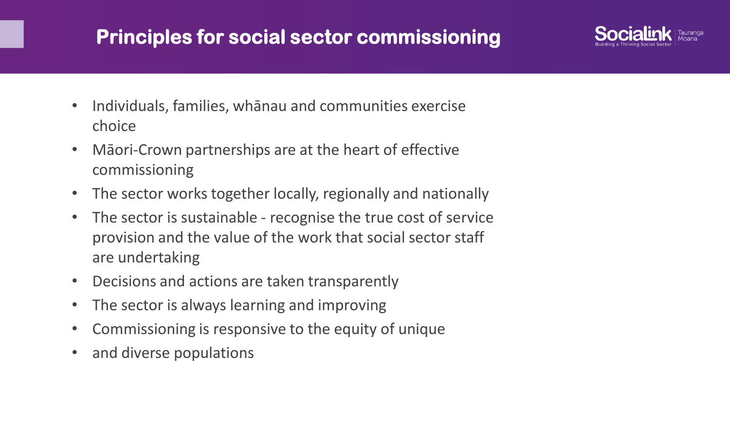# Principles for social sector commissioning

- Individuals, families, whānau and communities exercise choice
- Māori-Crown partnerships are at the heart of effective commissioning
- The sector works together locally, regionally and nationally
- The sector is sustainable - recognise the true cost of service provision and the value of the work that social sector staff are undertaking
- Decisions and actions are taken transparently
- The sector is always learning and improving
- Commissioning is responsive to the equity of unique
- and diverse populations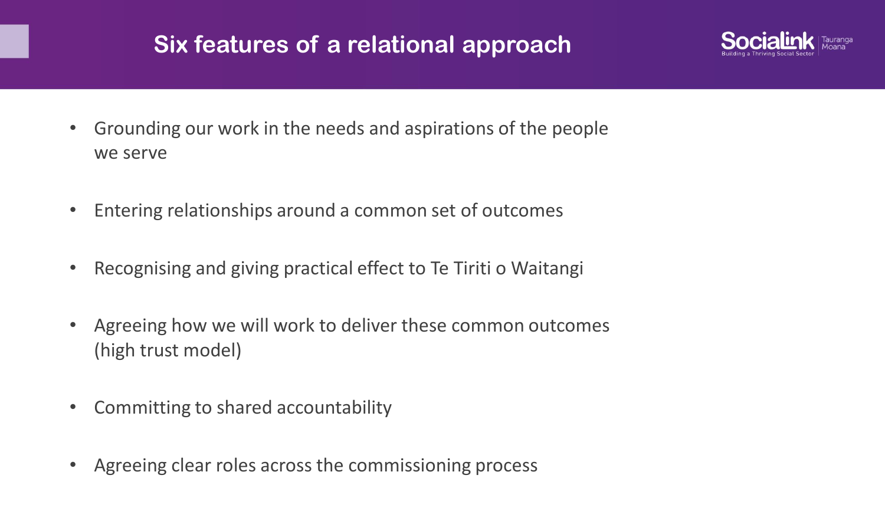# Six features of a relational approach

- Grounding our work in the needs and aspirations of the people we serve
- Entering relationships around a common set of outcomes
- Recognising and giving practical effect to Te Tiriti o Waitangi
- Agreeing how we will work to deliver these common outcomes (high trust model)
- Committing to shared accountability
- Agreeing clear roles across the commissioning process